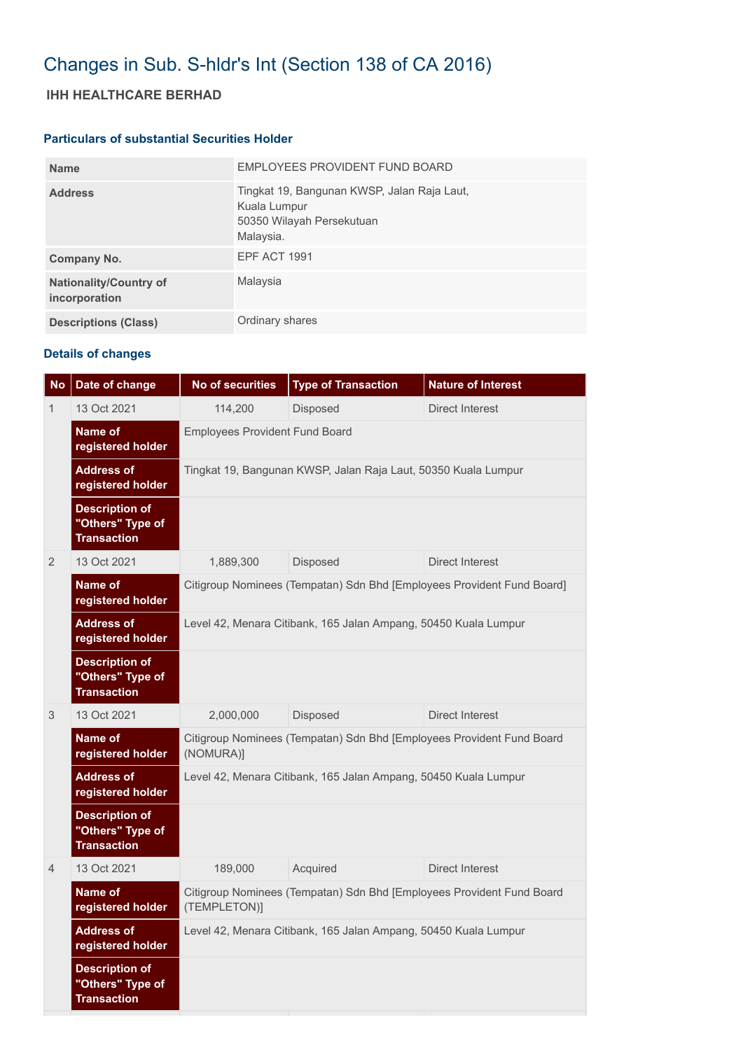# Changes in Sub. S-hldr's Int (Section 138 of CA 2016)

## IHH HEALTHCARE BERHAD

### Particulars of substantial Securities Holder

| | |
|---|---|
| **Name** | EMPLOYEES PROVIDENT FUND BOARD |
| **Address** | Tingkat 19, Bangunan KWSP, Jalan Raja Laut, Kuala Lumpur 50350 Wilayah Persekutuan Malaysia. |
| **Company No.** | EPF ACT 1991 |
| **Nationality/Country of incorporation** | Malaysia |
| **Descriptions (Class)** | Ordinary shares |

### Details of changes

| No | Date of change | No of securities | Type of Transaction | Nature of Interest |
|---|---|---|---|---|
| 1 | 13 Oct 2021 | 114,200 | Disposed | Direct Interest |
| | **Name of registered holder** | Employees Provident Fund Board | | |
| | **Address of registered holder** | Tingkat 19, Bangunan KWSP, Jalan Raja Laut, 50350 Kuala Lumpur | | |
| | **Description of "Others" Type of Transaction** | | | |
| 2 | 13 Oct 2021 | 1,889,300 | Disposed | Direct Interest |
| | **Name of registered holder** | Citigroup Nominees (Tempatan) Sdn Bhd [Employees Provident Fund Board] | | |
| | **Address of registered holder** | Level 42, Menara Citibank, 165 Jalan Ampang, 50450 Kuala Lumpur | | |
| | **Description of "Others" Type of Transaction** | | | |
| 3 | 13 Oct 2021 | 2,000,000 | Disposed | Direct Interest |
| | **Name of registered holder** | Citigroup Nominees (Tempatan) Sdn Bhd [Employees Provident Fund Board (NOMURA)] | | |
| | **Address of registered holder** | Level 42, Menara Citibank, 165 Jalan Ampang, 50450 Kuala Lumpur | | |
| | **Description of "Others" Type of Transaction** | | | |
| 4 | 13 Oct 2021 | 189,000 | Acquired | Direct Interest |
| | **Name of registered holder** | Citigroup Nominees (Tempatan) Sdn Bhd [Employees Provident Fund Board (TEMPLETON)] | | |
| | **Address of registered holder** | Level 42, Menara Citibank, 165 Jalan Ampang, 50450 Kuala Lumpur | | |
| | **Description of "Others" Type of Transaction** | | | |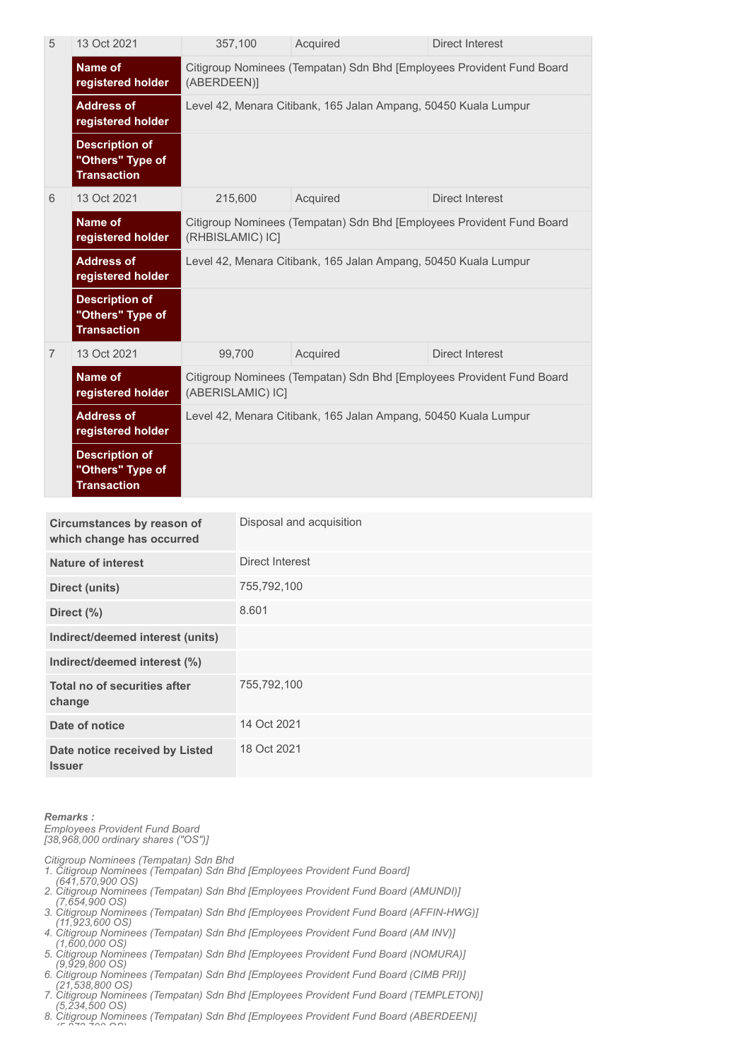| No | Date of change | No of securities | Type of transaction | Nature of interest |
|---|---|---|---|---|
| 5 | 13 Oct 2021 | 357,100 | Acquired | Direct Interest |
| | Name of registered holder | Citigroup Nominees (Tempatan) Sdn Bhd [Employees Provident Fund Board (ABERDEEN)] | | |
| | Address of registered holder | Level 42, Menara Citibank, 165 Jalan Ampang, 50450 Kuala Lumpur | | |
| | Description of "Others" Type of Transaction | | | |
| 6 | 13 Oct 2021 | 215,600 | Acquired | Direct Interest |
| | Name of registered holder | Citigroup Nominees (Tempatan) Sdn Bhd [Employees Provident Fund Board (RHBISLAMIC) IC] | | |
| | Address of registered holder | Level 42, Menara Citibank, 165 Jalan Ampang, 50450 Kuala Lumpur | | |
| | Description of "Others" Type of Transaction | | | |
| 7 | 13 Oct 2021 | 99,700 | Acquired | Direct Interest |
| | Name of registered holder | Citigroup Nominees (Tempatan) Sdn Bhd [Employees Provident Fund Board (ABERISLAMIC) IC] | | |
| | Address of registered holder | Level 42, Menara Citibank, 165 Jalan Ampang, 50450 Kuala Lumpur | | |
| | Description of "Others" Type of Transaction | | | |

| | |
|---|---|
| **Circumstances by reason of which change has occurred** | Disposal and acquisition |
| **Nature of interest** | Direct Interest |
| **Direct (units)** | 755,792,100 |
| **Direct (%)** | 8.601 |
| **Indirect/deemed interest (units)** | |
| **Indirect/deemed interest (%)** | |
| **Total no of securities after change** | 755,792,100 |
| **Date of notice** | 14 Oct 2021 |
| **Date notice received by Listed Issuer** | 18 Oct 2021 |

***Remarks :***
*Employees Provident Fund Board*
*[38,968,000 ordinary shares ("OS")]*

*Citigroup Nominees (Tempatan) Sdn Bhd*
1. *Citigroup Nominees (Tempatan) Sdn Bhd [Employees Provident Fund Board]*
   *(641,570,900 OS)*
2. *Citigroup Nominees (Tempatan) Sdn Bhd [Employees Provident Fund Board (AMUNDI)]*
   *(7,654,900 OS)*
3. *Citigroup Nominees (Tempatan) Sdn Bhd [Employees Provident Fund Board (AFFIN-HWG)]*
   *(11,923,600 OS)*
4. *Citigroup Nominees (Tempatan) Sdn Bhd [Employees Provident Fund Board (AM INV)]*
   *(1,600,000 OS)*
5. *Citigroup Nominees (Tempatan) Sdn Bhd [Employees Provident Fund Board (NOMURA)]*
   *(9,929,800 OS)*
6. *Citigroup Nominees (Tempatan) Sdn Bhd [Employees Provident Fund Board (CIMB PRI)]*
   *(21,538,800 OS)*
7. *Citigroup Nominees (Tempatan) Sdn Bhd [Employees Provident Fund Board (TEMPLETON)]*
   *(5,234,500 OS)*
8. *Citigroup Nominees (Tempatan) Sdn Bhd [Employees Provident Fund Board (ABERDEEN)]*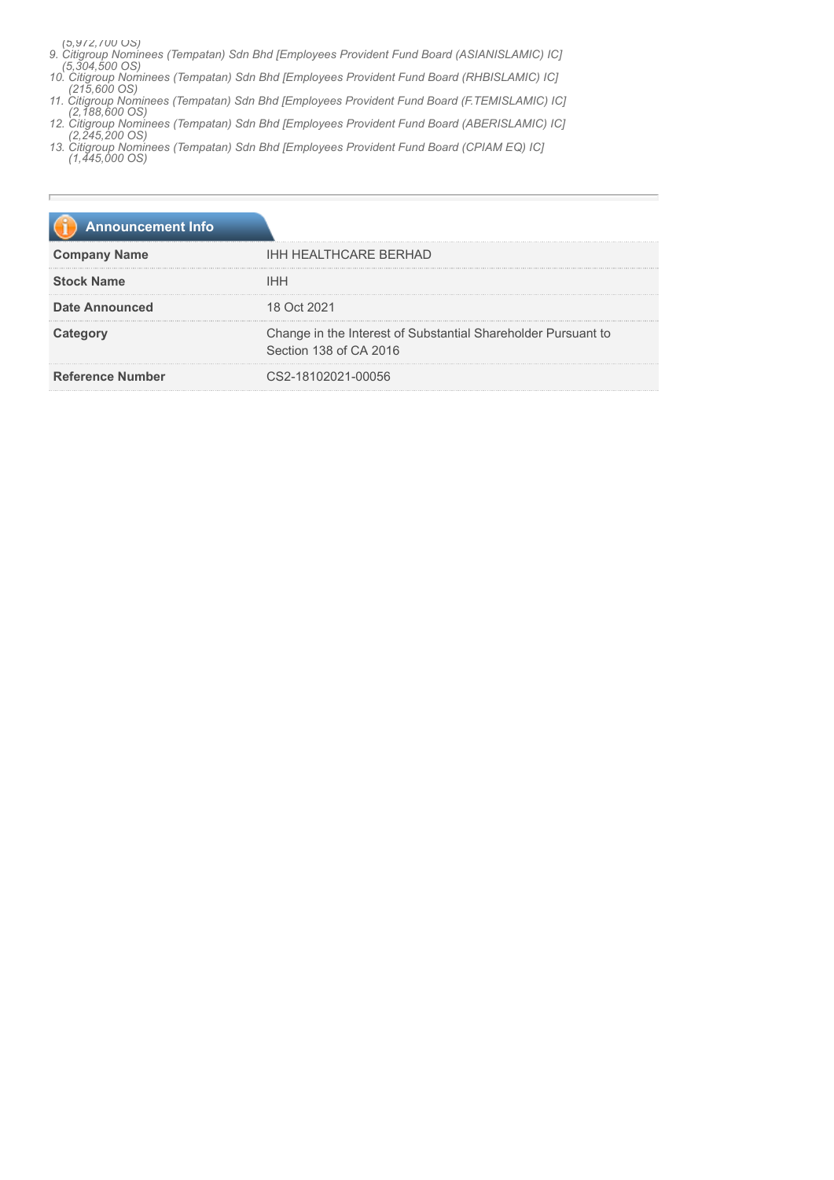*(5,972,700 OS)*

*9. Citigroup Nominees (Tempatan) Sdn Bhd [Employees Provident Fund Board (ASIANISLAMIC) IC] (5,304,500 OS)*

*10. Citigroup Nominees (Tempatan) Sdn Bhd [Employees Provident Fund Board (RHBISLAMIC) IC] (215,600 OS)*

*11. Citigroup Nominees (Tempatan) Sdn Bhd [Employees Provident Fund Board (F.TEMISLAMIC) IC] (2,188,600 OS)*

*12. Citigroup Nominees (Tempatan) Sdn Bhd [Employees Provident Fund Board (ABERISLAMIC) IC] (2,245,200 OS)*

*13. Citigroup Nominees (Tempatan) Sdn Bhd [Employees Provident Fund Board (CPIAM EQ) IC] (1,445,000 OS)*

## Announcement Info

| | |
|---|---|
| **Company Name** | IHH HEALTHCARE BERHAD |
| **Stock Name** | IHH |
| **Date Announced** | 18 Oct 2021 |
| **Category** | Change in the Interest of Substantial Shareholder Pursuant to Section 138 of CA 2016 |
| **Reference Number** | CS2-18102021-00056 |